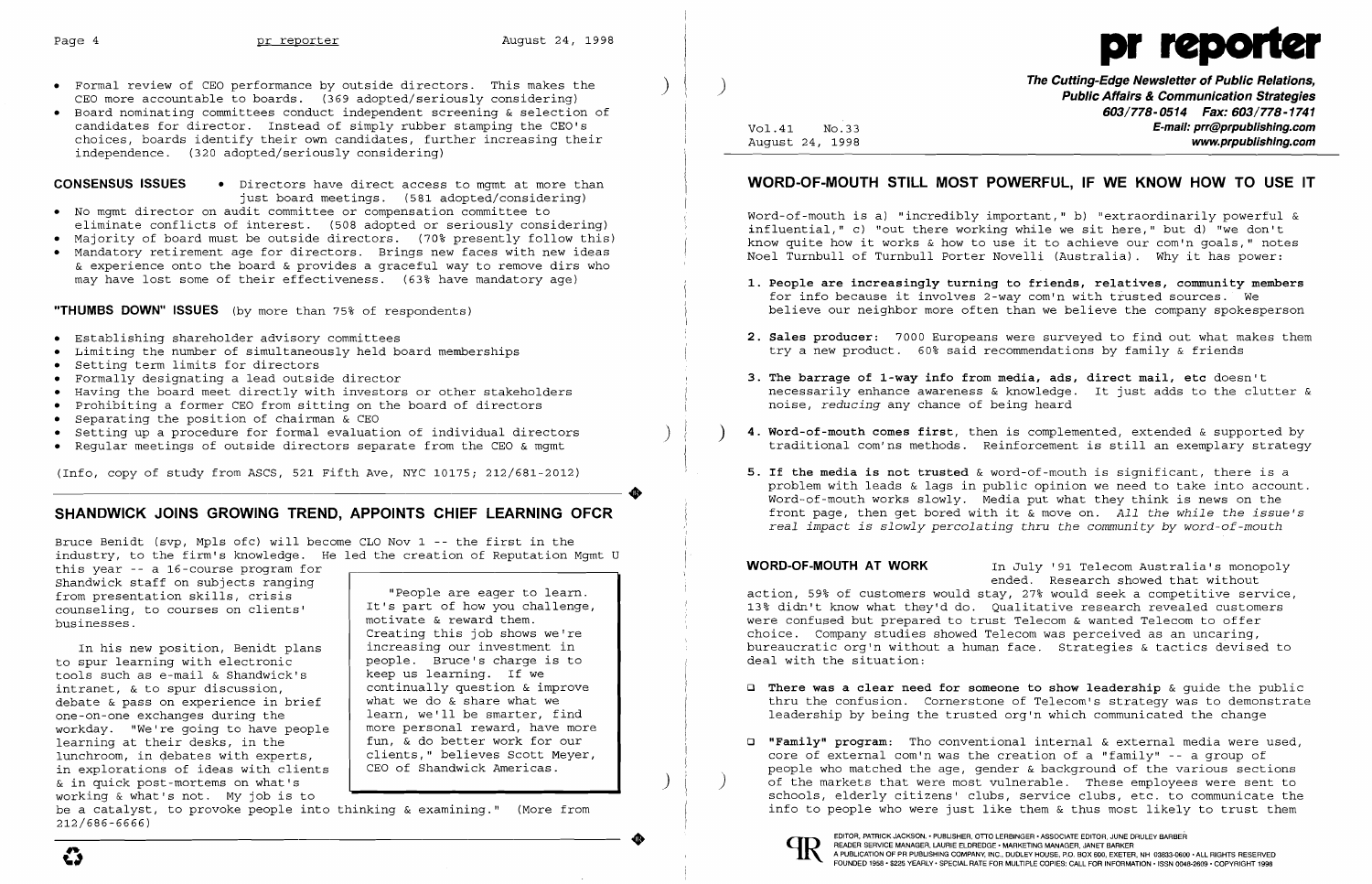- Formal review of CEO performance by outside directors. This makes the CEO more accountable to boards. (369 adopted/seriously considering)
- Board nominating committees conduct independent screening & selection of candidates for director. Instead of simply rubber stamping the CEO's choices, boards identify their own candidates, further increasing their independence. (320 adopted/seriously considering)

**CONSENSUS ISSUES**

- Directors have direct access to mgmt at more than just board meetings. (581 adopted/considering)
- No mgmt director on audit committee or compensation committee to eliminate conflicts of interest. (508 adopted or seriously considering)
- Majority of board must be outside directors. (70% presently follow this)
- Mandatory retirement age for directors. Brings new faces with new ideas & experience onto the board & provides a graceful way to remove dirs who may have lost some of their effectiveness. (63% have mandatory age)

**"THUMBS DOWN" ISSUES** (by more than 75% of respondents)

- Establishing shareholder advisory committees
- Limiting the number of simultaneously held board memberships
- Setting term limits for directors
- Formally designating a lead outside director
- Having the board meet directly with investors or other stakeholders
- Prohibiting a former CEO from sitting on the board of directors
- Separating the position of chairman & CEO
- Setting up a procedure for formal evaluation of individual directors
- Regular meetings of outside directors separate from the CEO & mgmt

(Info, copy of study from ASCS, 521 Fifth Ave, NYC 10175; 212/681-2012)

## SHANDWICK JOINS GROWING TREND, APPOINTS CHIEF LEARNING OFCR

Bruce Benidt (svp, Mpls ofc) will become CLO Nov 1 -- the first in the industry, to the firm's knowledge. He led the creation of Reputation Mgmt U this year -- a 16-course program for Shandwick staff on subjects ranging from presentation skills, crisis counseling, to courses on clients' businesses.

In his new position, Benidt plans to spur learning with electronic tools such as e-mail & Shandwick's intranet, & to spur discussion, debate & pass on experience in brief one-on-one exchanges during the workday. "We're going to have people learning at their desks, in the lunchroom, in debates with experts, in explorations of ideas with clients & in quick post-mortems on what's working & what's not. My job is to be a catalyst, to provoke people into thinking & examining." (More from 212/686-6666)

> "People are eager to learn. It's part of how you challenge, motivate & reward them. Creating this job shows we're increasing our investment in people. Bruce's charge is to keep us learning. If we continually question & improve what we do & share what we learn, we'll be smarter, find more personal reward, have more fun, & do better work for our clients," believes Scott Meyer, CEO of Shandwick Americas.

# pr reporter

**The Cutting-Edge Newsletter of Public Relations, Public Affairs & Communication Strategies**
**603/778-0514 Fax: 603/778-1741**
**E-mail: prr@prpublishing.com**
**www.prpublishing.com**

Vol.41 No.33
August 24, 1998

## WORD-OF-MOUTH STILL MOST POWERFUL, IF WE KNOW HOW TO USE IT

Word-of-mouth is a) "incredibly important," b) "extraordinarily powerful & influential," c) "out there working while we sit here," but d) "we don't know quite how it works & how to use it to achieve our com'n goals," notes Noel Turnbull of Turnbull Porter Novelli (Australia). Why it has power:

1. **People are increasingly turning to friends, relatives, community members** for info because it involves 2-way com'n with trusted sources. We believe our neighbor more often than we believe the company spokesperson
2. **Sales producer:** 7000 Europeans were surveyed to find out what makes them try a new product. 60% said recommendations by family & friends
3. **The barrage of 1-way info from media, ads, direct mail, etc** doesn't necessarily enhance awareness & knowledge. It just adds to the clutter & noise, *reducing* any chance of being heard
4. **Word-of-mouth comes first**, then is complemented, extended & supported by traditional com'ns methods. Reinforcement is still an exemplary strategy
5. **If the media is not trusted** & word-of-mouth is significant, there is a problem with leads & lags in public opinion we need to take into account. Word-of-mouth works slowly. Media put what they think is news on the front page, then get bored with it & move on. *All the while the issue's real impact is slowly percolating thru the community by word-of-mouth*

**WORD-OF-MOUTH AT WORK**

In July '91 Telecom Australia's monopoly ended. Research showed that without action, 59% of customers would stay, 27% would seek a competitive service, 13% didn't know what they'd do. Qualitative research revealed customers were confused but prepared to trust Telecom & wanted Telecom to offer choice. Company studies showed Telecom was perceived as an uncaring, bureaucratic org'n without a human face. Strategies & tactics devised to deal with the situation:

- **There was a clear need for someone to show leadership** & guide the public thru the confusion. Cornerstone of Telecom's strategy was to demonstrate leadership by being the trusted org'n which communicated the change
- **"Family" program:** Tho conventional internal & external media were used, core of external com'n was the creation of a "family" -- a group of people who matched the age, gender & background of the various sections of the markets that were most vulnerable. These employees were sent to schools, elderly citizens' clubs, service clubs, etc. to communicate the info to people who were just like them & thus most likely to trust them

EDITOR, PATRICK JACKSON • PUBLISHER, OTTO LERBINGER • ASSOCIATE EDITOR, JUNE DRULEY BARBER
READER SERVICE MANAGER, LAURIE ELDREDGE • MARKETING MANAGER, JANET BARKER
A PUBLICATION OF PR PUBLISHING COMPANY, INC., DUDLEY HOUSE, P.O. BOX 600, EXETER, NH 03833-0600 • ALL RIGHTS RESERVED
FOUNDED 1958 • $225 YEARLY • SPECIAL RATE FOR MULTIPLE COPIES: CALL FOR INFORMATION • ISSN 0048-2609 • COPYRIGHT 1998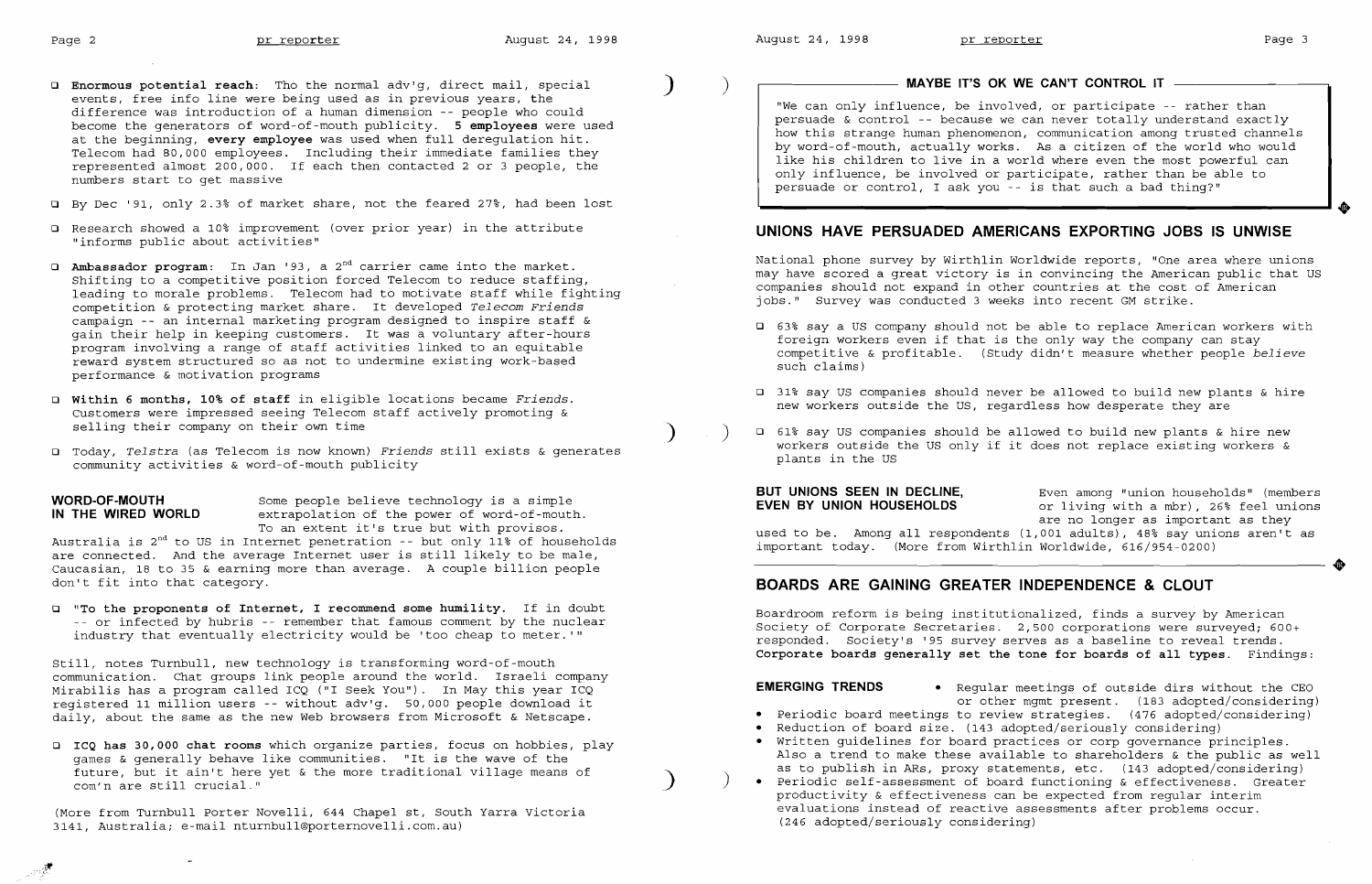- **Enormous potential reach**: Tho the normal adv'g, direct mail, special events, free info line were being used as in previous years, the difference was introduction of a human dimension -- people who could become the generators of word-of-mouth publicity. **5 employees** were used at the beginning, **every employee** was used when full deregulation hit. Telecom had 80,000 employees. Including their immediate families they represented almost 200,000. If each then contacted 2 or 3 people, the numbers start to get massive

- By Dec '91, only 2.3% of market share, not the feared 27%, had been lost

- Research showed a 10% improvement (over prior year) in the attribute "informs public about activities"

- **Ambassador program**: In Jan '93, a 2nd carrier came into the market. Shifting to a competitive position forced Telecom to reduce staffing, leading to morale problems. Telecom had to motivate staff while fighting competition & protecting market share. It developed *Telecom Friends* campaign -- an internal marketing program designed to inspire staff & gain their help in keeping customers. It was a voluntary after-hours program involving a range of staff activities linked to an equitable reward system structured so as not to undermine existing work-based performance & motivation programs

- **Within 6 months, 10% of staff** in eligible locations became *Friends*. Customers were impressed seeing Telecom staff actively promoting & selling their company on their own time

- Today, *Telstra* (as Telecom is now known) *Friends* still exists & generates community activities & word-of-mouth publicity

**WORD-OF-MOUTH IN THE WIRED WORLD** Some people believe technology is a simple extrapolation of the power of word-of-mouth. To an extent it's true but with provisos. Australia is 2nd to US in Internet penetration -- but only 11% of households are connected. And the average Internet user is still likely to be male, Caucasian, 18 to 35 & earning more than average. A couple billion people don't fit into that category.

- **"To the proponents of Internet, I recommend some humility.** If in doubt -- or infected by hubris -- remember that famous comment by the nuclear industry that eventually electricity would be 'too cheap to meter.'"

Still, notes Turnbull, new technology is transforming word-of-mouth communication. Chat groups link people around the world. Israeli company Mirabilis has a program called ICQ ("I Seek You"). In May this year ICQ registered 11 million users -- without adv'g. 50,000 people download it daily, about the same as the new Web browsers from Microsoft & Netscape.

- **ICQ has 30,000 chat rooms** which organize parties, focus on hobbies, play games & generally behave like communities. "It is the wave of the future, but it ain't here yet & the more traditional village means of com'n are still crucial."

(More from Turnbull Porter Novelli, 644 Chapel st, South Yarra Victoria 3141, Australia; e-mail nturnbull@porternovelli.com.au)

**MAYBE IT'S OK WE CAN'T CONTROL IT**

"We can only influence, be involved, or participate -- rather than persuade & control -- because we can never totally understand exactly how this strange human phenomenon, communication among trusted channels by word-of-mouth, actually works. As a citizen of the world who would like his children to live in a world where even the most powerful can only influence, be involved or participate, rather than be able to persuade or control, I ask you -- is that such a bad thing?"

## UNIONS HAVE PERSUADED AMERICANS EXPORTING JOBS IS UNWISE

National phone survey by Wirthlin Worldwide reports, "One area where unions may have scored a great victory is in convincing the American public that US companies should not expand in other countries at the cost of American jobs." Survey was conducted 3 weeks into recent GM strike.

- 63% say a US company should not be able to replace American workers with foreign workers even if that is the only way the company can stay competitive & profitable. (Study didn't measure whether people *believe* such claims)

- 31% say US companies should never be allowed to build new plants & hire new workers outside the US, regardless how desperate they are

- 61% say US companies should be allowed to build new plants & hire new workers outside the US only if it does not replace existing workers & plants in the US

**BUT UNIONS SEEN IN DECLINE, EVEN BY UNION HOUSEHOLDS** Even among "union households" (members or living with a mbr), 26% feel unions are no longer as important as they used to be. Among all respondents (1,001 adults), 48% say unions aren't as important today. (More from Wirthlin Worldwide, 616/954-0200)

## BOARDS ARE GAINING GREATER INDEPENDENCE & CLOUT

Boardroom reform is being institutionalized, finds a survey by American Society of Corporate Secretaries. 2,500 corporations were surveyed; 600+ responded. Society's '95 survey serves as a baseline to reveal trends. **Corporate boards generally set the tone for boards of all types.** Findings:

**EMERGING TRENDS**

- Regular meetings of outside dirs without the CEO or other mgmt present. (183 adopted/considering)
- Periodic board meetings to review strategies. (476 adopted/considering)
- Reduction of board size. (143 adopted/seriously considering)
- Written guidelines for board practices or corp governance principles. Also a trend to make these available to shareholders & the public as well as to publish in ARs, proxy statements, etc. (143 adopted/considering)
- Periodic self-assessment of board functioning & effectiveness. Greater productivity & effectiveness can be expected from regular interim evaluations instead of reactive assessments after problems occur. (246 adopted/seriously considering)